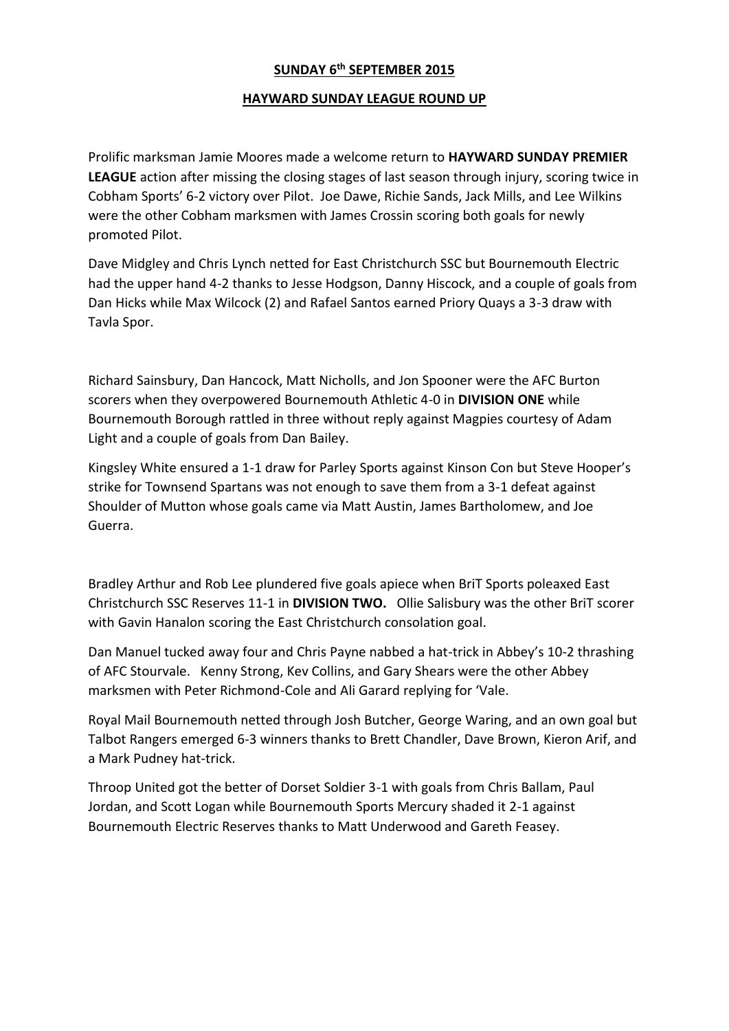**SUNDAY 6th SEPTEMBER 2015**

**HAYWARD SUNDAY LEAGUE ROUND UP**

Prolific marksman Jamie Moores made a welcome return to **HAYWARD SUNDAY PREMIER LEAGUE** action after missing the closing stages of last season through injury, scoring twice in Cobham Sports' 6-2 victory over Pilot. Joe Dawe, Richie Sands, Jack Mills, and Lee Wilkins were the other Cobham marksmen with James Crossin scoring both goals for newly promoted Pilot.

Dave Midgley and Chris Lynch netted for East Christchurch SSC but Bournemouth Electric had the upper hand 4-2 thanks to Jesse Hodgson, Danny Hiscock, and a couple of goals from Dan Hicks while Max Wilcock (2) and Rafael Santos earned Priory Quays a 3-3 draw with Tavla Spor.

Richard Sainsbury, Dan Hancock, Matt Nicholls, and Jon Spooner were the AFC Burton scorers when they overpowered Bournemouth Athletic 4-0 in **DIVISION ONE** while Bournemouth Borough rattled in three without reply against Magpies courtesy of Adam Light and a couple of goals from Dan Bailey.

Kingsley White ensured a 1-1 draw for Parley Sports against Kinson Con but Steve Hooper's strike for Townsend Spartans was not enough to save them from a 3-1 defeat against Shoulder of Mutton whose goals came via Matt Austin, James Bartholomew, and Joe Guerra.

Bradley Arthur and Rob Lee plundered five goals apiece when BriT Sports poleaxed East Christchurch SSC Reserves 11-1 in **DIVISION TWO.** Ollie Salisbury was the other BriT scorer with Gavin Hanalon scoring the East Christchurch consolation goal.

Dan Manuel tucked away four and Chris Payne nabbed a hat-trick in Abbey's 10-2 thrashing of AFC Stourvale. Kenny Strong, Kev Collins, and Gary Shears were the other Abbey marksmen with Peter Richmond-Cole and Ali Garard replying for 'Vale.

Royal Mail Bournemouth netted through Josh Butcher, George Waring, and an own goal but Talbot Rangers emerged 6-3 winners thanks to Brett Chandler, Dave Brown, Kieron Arif, and a Mark Pudney hat-trick.

Throop United got the better of Dorset Soldier 3-1 with goals from Chris Ballam, Paul Jordan, and Scott Logan while Bournemouth Sports Mercury shaded it 2-1 against Bournemouth Electric Reserves thanks to Matt Underwood and Gareth Feasey.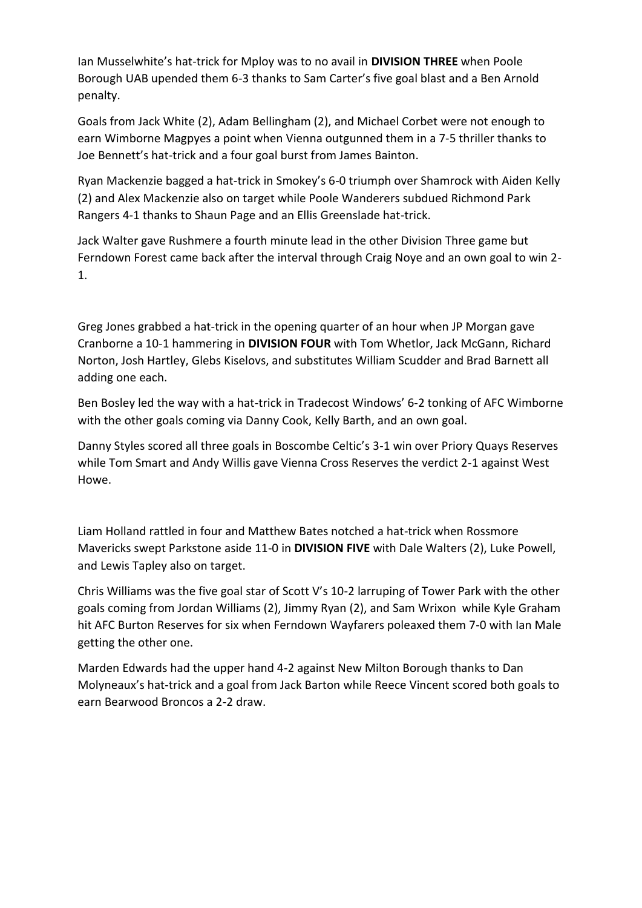Ian Musselwhite's hat-trick for Mploy was to no avail in **DIVISION THREE** when Poole Borough UAB upended them 6-3 thanks to Sam Carter's five goal blast and a Ben Arnold penalty.

Goals from Jack White (2), Adam Bellingham (2), and Michael Corbet were not enough to earn Wimborne Magpyes a point when Vienna outgunned them in a 7-5 thriller thanks to Joe Bennett's hat-trick and a four goal burst from James Bainton.

Ryan Mackenzie bagged a hat-trick in Smokey's 6-0 triumph over Shamrock with Aiden Kelly (2) and Alex Mackenzie also on target while Poole Wanderers subdued Richmond Park Rangers 4-1 thanks to Shaun Page and an Ellis Greenslade hat-trick.

Jack Walter gave Rushmere a fourth minute lead in the other Division Three game but Ferndown Forest came back after the interval through Craig Noye and an own goal to win 2-1.

Greg Jones grabbed a hat-trick in the opening quarter of an hour when JP Morgan gave Cranborne a 10-1 hammering in **DIVISION FOUR** with Tom Whetlor, Jack McGann, Richard Norton, Josh Hartley, Glebs Kiselovs, and substitutes William Scudder and Brad Barnett all adding one each.

Ben Bosley led the way with a hat-trick in Tradecost Windows' 6-2 tonking of AFC Wimborne with the other goals coming via Danny Cook, Kelly Barth, and an own goal.

Danny Styles scored all three goals in Boscombe Celtic's 3-1 win over Priory Quays Reserves while Tom Smart and Andy Willis gave Vienna Cross Reserves the verdict 2-1 against West Howe.

Liam Holland rattled in four and Matthew Bates notched a hat-trick when Rossmore Mavericks swept Parkstone aside 11-0 in **DIVISION FIVE** with Dale Walters (2), Luke Powell, and Lewis Tapley also on target.

Chris Williams was the five goal star of Scott V's 10-2 larruping of Tower Park with the other goals coming from Jordan Williams (2), Jimmy Ryan (2), and Sam Wrixon while Kyle Graham hit AFC Burton Reserves for six when Ferndown Wayfarers poleaxed them 7-0 with Ian Male getting the other one.

Marden Edwards had the upper hand 4-2 against New Milton Borough thanks to Dan Molyneaux's hat-trick and a goal from Jack Barton while Reece Vincent scored both goals to earn Bearwood Broncos a 2-2 draw.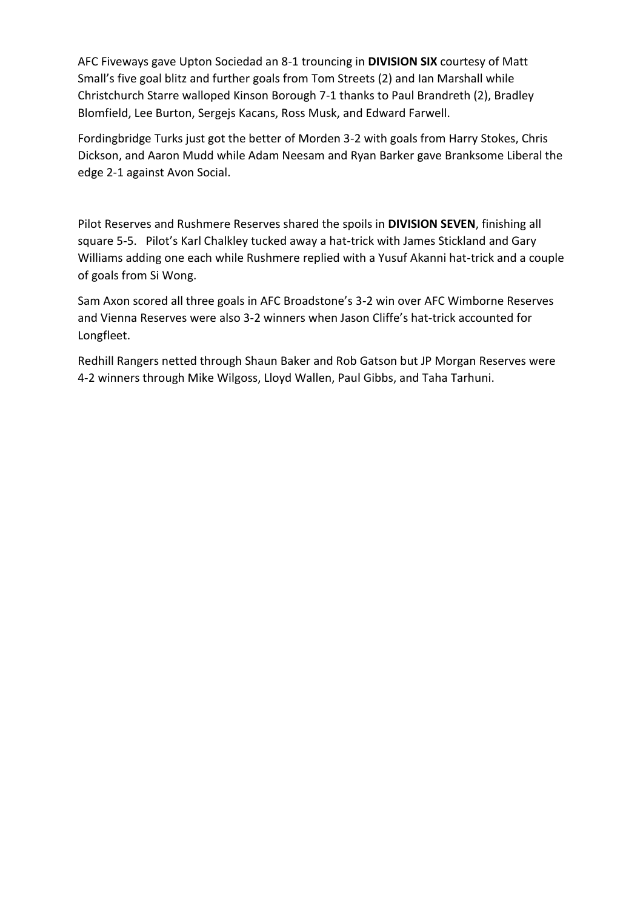AFC Fiveways gave Upton Sociedad an 8-1 trouncing in **DIVISION SIX** courtesy of Matt Small's five goal blitz and further goals from Tom Streets (2) and Ian Marshall while Christchurch Starre walloped Kinson Borough 7-1 thanks to Paul Brandreth (2), Bradley Blomfield, Lee Burton, Sergejs Kacans, Ross Musk, and Edward Farwell.

Fordingbridge Turks just got the better of Morden 3-2 with goals from Harry Stokes, Chris Dickson, and Aaron Mudd while Adam Neesam and Ryan Barker gave Branksome Liberal the edge 2-1 against Avon Social.

Pilot Reserves and Rushmere Reserves shared the spoils in **DIVISION SEVEN**, finishing all square 5-5. Pilot's Karl Chalkley tucked away a hat-trick with James Stickland and Gary Williams adding one each while Rushmere replied with a Yusuf Akanni hat-trick and a couple of goals from Si Wong.

Sam Axon scored all three goals in AFC Broadstone's 3-2 win over AFC Wimborne Reserves and Vienna Reserves were also 3-2 winners when Jason Cliffe's hat-trick accounted for Longfleet.

Redhill Rangers netted through Shaun Baker and Rob Gatson but JP Morgan Reserves were 4-2 winners through Mike Wilgoss, Lloyd Wallen, Paul Gibbs, and Taha Tarhuni.